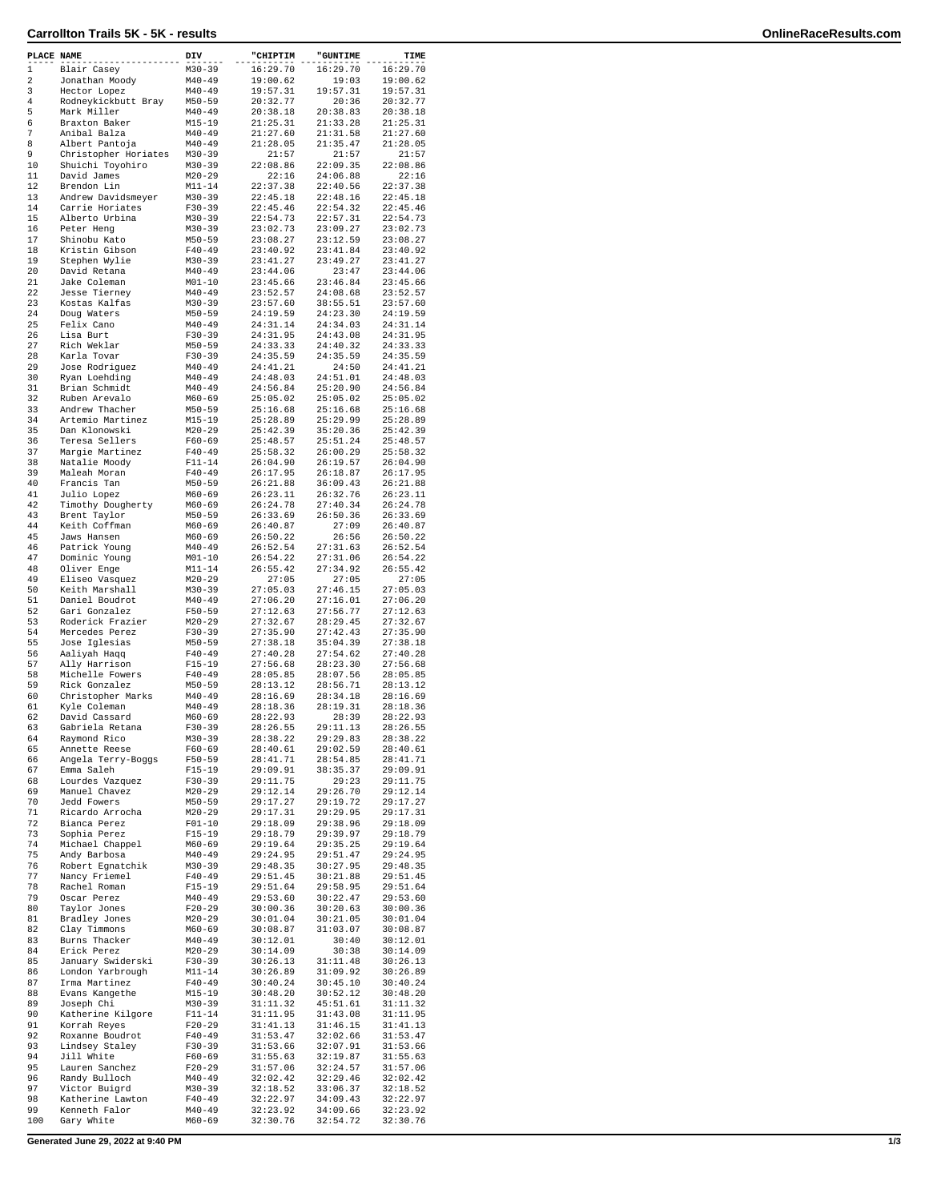# Carrollton Trails 5K - 5K - results

| PLACE | NAME | DIV | "CHIPTIM | "GUNTIME | TIME |
|---|---|---|---|---|---|
| 1 | Blair Casey | M30-39 | 16:29.70 | 16:29.70 | 16:29.70 |
| 2 | Jonathan Moody | M40-49 | 19:00.62 | 19:03 | 19:00.62 |
| 3 | Hector Lopez | M40-49 | 19:57.31 | 19:57.31 | 19:57.31 |
| 4 | Rodneykickbutt Bray | M50-59 | 20:32.77 | 20:36 | 20:32.77 |
| 5 | Mark Miller | M40-49 | 20:38.18 | 20:38.83 | 20:38.18 |
| 6 | Braxton Baker | M15-19 | 21:25.31 | 21:33.28 | 21:25.31 |
| 7 | Anibal Balza | M40-49 | 21:27.60 | 21:31.58 | 21:27.60 |
| 8 | Albert Pantoja | M40-49 | 21:28.05 | 21:35.47 | 21:28.05 |
| 9 | Christopher Horiates | M30-39 | 21:57 | 21:57 | 21:57 |
| 10 | Shuichi Toyohiro | M30-39 | 22:08.86 | 22:09.35 | 22:08.86 |
| 11 | David James | M20-29 | 22:16 | 24:06.88 | 22:16 |
| 12 | Brendon Lin | M11-14 | 22:37.38 | 22:40.56 | 22:37.38 |
| 13 | Andrew Davidsmeyer | M30-39 | 22:45.18 | 22:48.16 | 22:45.18 |
| 14 | Carrie Horiates | F30-39 | 22:45.46 | 22:54.32 | 22:45.46 |
| 15 | Alberto Urbina | M30-39 | 22:54.73 | 22:57.31 | 22:54.73 |
| 16 | Peter Heng | M30-39 | 23:02.73 | 23:09.27 | 23:02.73 |
| 17 | Shinobu Kato | M50-59 | 23:08.27 | 23:12.59 | 23:08.27 |
| 18 | Kristin Gibson | F40-49 | 23:40.92 | 23:41.84 | 23:40.92 |
| 19 | Stephen Wylie | M30-39 | 23:41.27 | 23:49.27 | 23:41.27 |
| 20 | David Retana | M40-49 | 23:44.06 | 23:47 | 23:44.06 |
| 21 | Jake Coleman | M01-10 | 23:45.66 | 23:46.84 | 23:45.66 |
| 22 | Jesse Tierney | M40-49 | 23:52.57 | 24:08.68 | 23:52.57 |
| 23 | Kostas Kalfas | M30-39 | 23:57.60 | 38:55.51 | 23:57.60 |
| 24 | Doug Waters | M50-59 | 24:19.59 | 24:23.30 | 24:19.59 |
| 25 | Felix Cano | M40-49 | 24:31.14 | 24:34.03 | 24:31.14 |
| 26 | Lisa Burt | F30-39 | 24:31.95 | 24:43.08 | 24:31.95 |
| 27 | Rich Weklar | M50-59 | 24:33.33 | 24:40.32 | 24:33.33 |
| 28 | Karla Tovar | F30-39 | 24:35.59 | 24:35.59 | 24:35.59 |
| 29 | Jose Rodriguez | M40-49 | 24:41.21 | 24:50 | 24:41.21 |
| 30 | Ryan Loehding | M40-49 | 24:48.03 | 24:51.01 | 24:48.03 |
| 31 | Brian Schmidt | M40-49 | 24:56.84 | 25:20.90 | 24:56.84 |
| 32 | Ruben Arevalo | M60-69 | 25:05.02 | 25:05.02 | 25:05.02 |
| 33 | Andrew Thacher | M50-59 | 25:16.68 | 25:16.68 | 25:16.68 |
| 34 | Artemio Martinez | M15-19 | 25:28.89 | 25:29.99 | 25:28.89 |
| 35 | Dan Klonowski | M20-29 | 25:42.39 | 35:20.36 | 25:42.39 |
| 36 | Teresa Sellers | F60-69 | 25:48.57 | 25:51.24 | 25:48.57 |
| 37 | Margie Martinez | F40-49 | 25:58.32 | 26:00.29 | 25:58.32 |
| 38 | Natalie Moody | F11-14 | 26:04.90 | 26:19.57 | 26:04.90 |
| 39 | Maleah Moran | F40-49 | 26:17.95 | 26:18.87 | 26:17.95 |
| 40 | Francis Tan | M50-59 | 26:21.88 | 36:09.43 | 26:21.88 |
| 41 | Julio Lopez | M60-69 | 26:23.11 | 26:32.76 | 26:23.11 |
| 42 | Timothy Dougherty | M60-69 | 26:24.78 | 27:40.34 | 26:24.78 |
| 43 | Brent Taylor | M50-59 | 26:33.69 | 26:50.36 | 26:33.69 |
| 44 | Keith Coffman | M60-69 | 26:40.87 | 27:09 | 26:40.87 |
| 45 | Jaws Hansen | M60-69 | 26:50.22 | 26:56 | 26:50.22 |
| 46 | Patrick Young | M40-49 | 26:52.54 | 27:31.63 | 26:52.54 |
| 47 | Dominic Young | M01-10 | 26:54.22 | 27:31.06 | 26:54.22 |
| 48 | Oliver Enge | M11-14 | 26:55.42 | 27:34.92 | 26:55.42 |
| 49 | Eliseo Vasquez | M20-29 | 27:05 | 27:05 | 27:05 |
| 50 | Keith Marshall | M30-39 | 27:05.03 | 27:46.15 | 27:05.03 |
| 51 | Daniel Boudrot | M40-49 | 27:06.20 | 27:16.01 | 27:06.20 |
| 52 | Gari Gonzalez | F50-59 | 27:12.63 | 27:56.77 | 27:12.63 |
| 53 | Roderick Frazier | M20-29 | 27:32.67 | 28:29.45 | 27:32.67 |
| 54 | Mercedes Perez | F30-39 | 27:35.90 | 27:42.43 | 27:35.90 |
| 55 | Jose Iglesias | M50-59 | 27:38.18 | 35:04.39 | 27:38.18 |
| 56 | Aaliyah Haqq | F40-49 | 27:40.28 | 27:54.62 | 27:40.28 |
| 57 | Ally Harrison | F15-19 | 27:56.68 | 28:23.30 | 27:56.68 |
| 58 | Michelle Fowers | F40-49 | 28:05.85 | 28:07.56 | 28:05.85 |
| 59 | Rick Gonzalez | M50-59 | 28:13.12 | 28:56.71 | 28:13.12 |
| 60 | Christopher Marks | M40-49 | 28:16.69 | 28:34.18 | 28:16.69 |
| 61 | Kyle Coleman | M40-49 | 28:18.36 | 28:19.31 | 28:18.36 |
| 62 | David Cassard | M60-69 | 28:22.93 | 28:39 | 28:22.93 |
| 63 | Gabriela Retana | F30-39 | 28:26.55 | 29:11.13 | 28:26.55 |
| 64 | Raymond Rico | M30-39 | 28:38.22 | 29:29.83 | 28:38.22 |
| 65 | Annette Reese | F60-69 | 28:40.61 | 29:02.59 | 28:40.61 |
| 66 | Angela Terry-Boggs | F50-59 | 28:41.71 | 28:54.85 | 28:41.71 |
| 67 | Emma Saleh | F15-19 | 29:09.91 | 38:35.37 | 29:09.91 |
| 68 | Lourdes Vazquez | F30-39 | 29:11.75 | 29:23 | 29:11.75 |
| 69 | Manuel Chavez | M20-29 | 29:12.14 | 29:26.70 | 29:12.14 |
| 70 | Jedd Fowers | M50-59 | 29:17.27 | 29:19.72 | 29:17.27 |
| 71 | Ricardo Arrocha | M20-29 | 29:17.31 | 29:29.95 | 29:17.31 |
| 72 | Bianca Perez | F01-10 | 29:18.09 | 29:38.96 | 29:18.09 |
| 73 | Sophia Perez | F15-19 | 29:18.79 | 29:39.97 | 29:18.79 |
| 74 | Michael Chappel | M60-69 | 29:19.64 | 29:35.25 | 29:19.64 |
| 75 | Andy Barbosa | M40-49 | 29:24.95 | 29:51.47 | 29:24.95 |
| 76 | Robert Egnatchik | M30-39 | 29:48.35 | 30:27.95 | 29:48.35 |
| 77 | Nancy Friemel | F40-49 | 29:51.45 | 30:21.88 | 29:51.45 |
| 78 | Rachel Roman | F15-19 | 29:51.64 | 29:58.95 | 29:51.64 |
| 79 | Oscar Perez | M40-49 | 29:53.60 | 30:22.47 | 29:53.60 |
| 80 | Taylor Jones | F20-29 | 30:00.36 | 30:20.63 | 30:00.36 |
| 81 | Bradley Jones | M20-29 | 30:01.04 | 30:21.05 | 30:01.04 |
| 82 | Clay Timmons | M60-69 | 30:08.87 | 31:03.07 | 30:08.87 |
| 83 | Burns Thacker | M40-49 | 30:12.01 | 30:40 | 30:12.01 |
| 84 | Erick Perez | M20-29 | 30:14.09 | 30:38 | 30:14.09 |
| 85 | January Swiderski | F30-39 | 30:26.13 | 31:11.48 | 30:26.13 |
| 86 | London Yarbrough | M11-14 | 30:26.89 | 31:09.92 | 30:26.89 |
| 87 | Irma Martinez | F40-49 | 30:40.24 | 30:45.10 | 30:40.24 |
| 88 | Evans Kangethe | M15-19 | 30:48.20 | 30:52.12 | 30:48.20 |
| 89 | Joseph Chi | M30-39 | 31:11.32 | 45:51.61 | 31:11.32 |
| 90 | Katherine Kilgore | F11-14 | 31:11.95 | 31:43.08 | 31:11.95 |
| 91 | Korrah Reyes | F20-29 | 31:41.13 | 31:46.15 | 31:41.13 |
| 92 | Roxanne Boudrot | F40-49 | 31:53.47 | 32:02.66 | 31:53.47 |
| 93 | Lindsey Staley | F30-39 | 31:53.66 | 32:07.91 | 31:53.66 |
| 94 | Jill White | F60-69 | 31:55.63 | 32:19.87 | 31:55.63 |
| 95 | Lauren Sanchez | F20-29 | 31:57.06 | 32:24.57 | 31:57.06 |
| 96 | Randy Bulloch | M40-49 | 32:02.42 | 32:29.46 | 32:02.42 |
| 97 | Victor Buigrd | M30-39 | 32:18.52 | 33:06.37 | 32:18.52 |
| 98 | Katherine Lawton | F40-49 | 32:22.97 | 34:09.43 | 32:22.97 |
| 99 | Kenneth Falor | M40-49 | 32:23.92 | 34:09.66 | 32:23.92 |
| 100 | Gary White | M60-69 | 32:30.76 | 32:54.72 | 32:30.76 |

Generated June 29, 2022 at 9:40 PM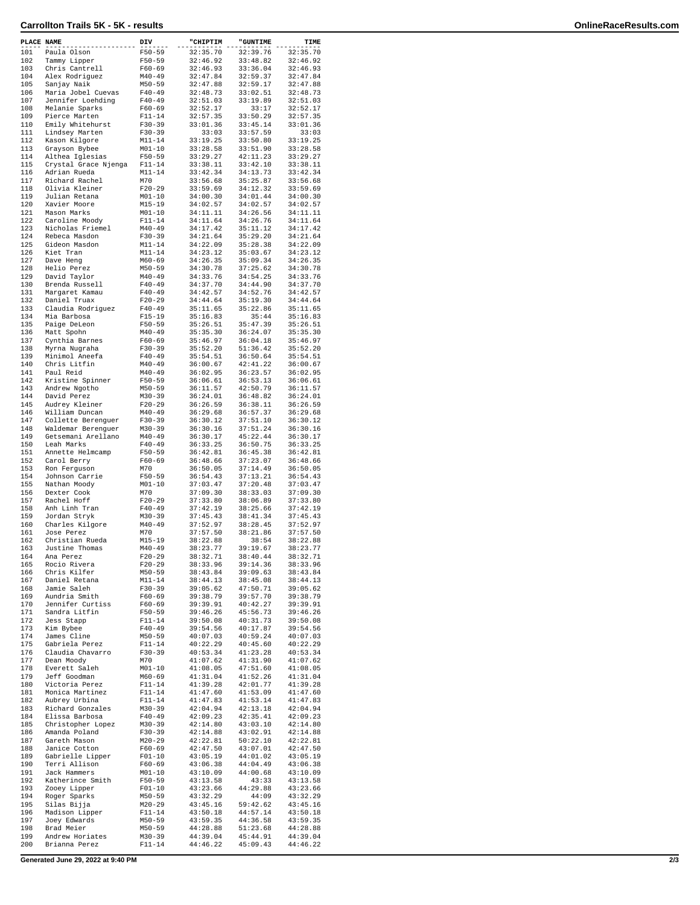## Carrollton Trails 5K - 5K - results

| PLACE | NAME | DIV | "CHIPTIM | "GUNTIME | TIME |
|---|---|---|---|---|---|
| 101 | Paula Olson | F50-59 | 32:35.70 | 32:39.76 | 32:35.70 |
| 102 | Tammy Lipper | F50-59 | 32:46.92 | 33:48.82 | 32:46.92 |
| 103 | Chris Cantrell | F60-69 | 32:46.93 | 33:36.04 | 32:46.93 |
| 104 | Alex Rodriguez | M40-49 | 32:47.84 | 32:59.37 | 32:47.84 |
| 105 | Sanjay Naik | M50-59 | 32:47.88 | 32:59.17 | 32:47.88 |
| 106 | Maria Jobel Cuevas | F40-49 | 32:48.73 | 33:02.51 | 32:48.73 |
| 107 | Jennifer Loehding | F40-49 | 32:51.03 | 33:19.89 | 32:51.03 |
| 108 | Melanie Sparks | F60-69 | 32:52.17 | 33:17 | 32:52.17 |
| 109 | Pierce Marten | F11-14 | 32:57.35 | 33:50.29 | 32:57.35 |
| 110 | Emily Whitehurst | F30-39 | 33:01.36 | 33:45.14 | 33:01.36 |
| 111 | Lindsey Marten | F30-39 | 33:03 | 33:57.59 | 33:03 |
| 112 | Kason Kilgore | M11-14 | 33:19.25 | 33:50.80 | 33:19.25 |
| 113 | Grayson Bybee | M01-10 | 33:28.58 | 33:51.90 | 33:28.58 |
| 114 | Althea Iglesias | F50-59 | 33:29.27 | 42:11.23 | 33:29.27 |
| 115 | Crystal Grace Njenga | F11-14 | 33:38.11 | 33:42.10 | 33:38.11 |
| 116 | Adrian Rueda | M11-14 | 33:42.34 | 34:13.73 | 33:42.34 |
| 117 | Richard Rachel | M70 | 33:56.68 | 35:25.87 | 33:56.68 |
| 118 | Olivia Kleiner | F20-29 | 33:59.69 | 34:12.32 | 33:59.69 |
| 119 | Julian Retana | M01-10 | 34:00.30 | 34:01.44 | 34:00.30 |
| 120 | Xavier Moore | M15-19 | 34:02.57 | 34:02.57 | 34:02.57 |
| 121 | Mason Marks | M01-10 | 34:11.11 | 34:26.56 | 34:11.11 |
| 122 | Caroline Moody | F11-14 | 34:11.64 | 34:26.76 | 34:11.64 |
| 123 | Nicholas Friemel | M40-49 | 34:17.42 | 35:11.12 | 34:17.42 |
| 124 | Rebeca Masdon | F30-39 | 34:21.64 | 35:29.20 | 34:21.64 |
| 125 | Gideon Masdon | M11-14 | 34:22.09 | 35:28.38 | 34:22.09 |
| 126 | Kiet Tran | M11-14 | 34:23.12 | 35:03.67 | 34:23.12 |
| 127 | Dave Heng | M60-69 | 34:26.35 | 35:09.34 | 34:26.35 |
| 128 | Helio Perez | M50-59 | 34:30.78 | 37:25.62 | 34:30.78 |
| 129 | David Taylor | M40-49 | 34:33.76 | 34:54.25 | 34:33.76 |
| 130 | Brenda Russell | F40-49 | 34:37.70 | 34:44.90 | 34:37.70 |
| 131 | Margaret Kamau | F40-49 | 34:42.57 | 34:52.76 | 34:42.57 |
| 132 | Daniel Truax | F20-29 | 34:44.64 | 35:19.30 | 34:44.64 |
| 133 | Claudia Rodriguez | F40-49 | 35:11.65 | 35:22.86 | 35:11.65 |
| 134 | Mia Barbosa | F15-19 | 35:16.83 | 35:44 | 35:16.83 |
| 135 | Paige DeLeon | F50-59 | 35:26.51 | 35:47.39 | 35:26.51 |
| 136 | Matt Spohn | M40-49 | 35:35.30 | 36:24.07 | 35:35.30 |
| 137 | Cynthia Barnes | F60-69 | 35:46.97 | 36:04.18 | 35:46.97 |
| 138 | Myrna Nugraha | F30-39 | 35:52.20 | 51:36.42 | 35:52.20 |
| 139 | Minimol Aneefa | F40-49 | 35:54.51 | 36:50.64 | 35:54.51 |
| 140 | Chris Litfin | M40-49 | 36:00.67 | 42:41.22 | 36:00.67 |
| 141 | Paul Reid | M40-49 | 36:02.95 | 36:23.57 | 36:02.95 |
| 142 | Kristine Spinner | F50-59 | 36:06.61 | 36:53.13 | 36:06.61 |
| 143 | Andrew Ngotho | M50-59 | 36:11.57 | 42:50.79 | 36:11.57 |
| 144 | David Perez | M30-39 | 36:24.01 | 36:48.82 | 36:24.01 |
| 145 | Audrey Kleiner | F20-29 | 36:26.59 | 36:38.11 | 36:26.59 |
| 146 | William Duncan | M40-49 | 36:29.68 | 36:57.37 | 36:29.68 |
| 147 | Collette Berenguer | F30-39 | 36:30.12 | 37:51.10 | 36:30.12 |
| 148 | Waldemar Berenguer | M30-39 | 36:30.16 | 37:51.24 | 36:30.16 |
| 149 | Getsemani Arellano | M40-49 | 36:30.17 | 45:22.44 | 36:30.17 |
| 150 | Leah Marks | F40-49 | 36:33.25 | 36:50.75 | 36:33.25 |
| 151 | Annette Helmcamp | F50-59 | 36:42.81 | 36:45.38 | 36:42.81 |
| 152 | Carol Berry | F60-69 | 36:48.66 | 37:23.07 | 36:48.66 |
| 153 | Ron Ferguson | M70 | 36:50.05 | 37:14.49 | 36:50.05 |
| 154 | Johnson Carrie | F50-59 | 36:54.43 | 37:13.21 | 36:54.43 |
| 155 | Nathan Moody | M01-10 | 37:03.47 | 37:20.48 | 37:03.47 |
| 156 | Dexter Cook | M70 | 37:09.30 | 38:33.03 | 37:09.30 |
| 157 | Rachel Hoff | F20-29 | 37:33.80 | 38:06.89 | 37:33.80 |
| 158 | Anh Linh Tran | F40-49 | 37:42.19 | 38:25.66 | 37:42.19 |
| 159 | Jordan Stryk | M30-39 | 37:45.43 | 38:41.34 | 37:45.43 |
| 160 | Charles Kilgore | M40-49 | 37:52.97 | 38:28.45 | 37:52.97 |
| 161 | Jose Perez | M70 | 37:57.50 | 38:21.86 | 37:57.50 |
| 162 | Christian Rueda | M15-19 | 38:22.88 | 38:54 | 38:22.88 |
| 163 | Justine Thomas | M40-49 | 38:23.77 | 39:19.67 | 38:23.77 |
| 164 | Ana Perez | F20-29 | 38:32.71 | 38:40.44 | 38:32.71 |
| 165 | Rocio Rivera | F20-29 | 38:33.96 | 39:14.36 | 38:33.96 |
| 166 | Chris Kilfer | M50-59 | 38:43.84 | 39:09.63 | 38:43.84 |
| 167 | Daniel Retana | M11-14 | 38:44.13 | 38:45.08 | 38:44.13 |
| 168 | Jamie Saleh | F30-39 | 39:05.62 | 47:50.71 | 39:05.62 |
| 169 | Aundria Smith | F60-69 | 39:38.79 | 39:57.70 | 39:38.79 |
| 170 | Jennifer Curtiss | F60-69 | 39:39.91 | 40:42.27 | 39:39.91 |
| 171 | Sandra Litfin | F50-59 | 39:46.26 | 45:56.73 | 39:46.26 |
| 172 | Jess Stapp | F11-14 | 39:50.08 | 40:31.73 | 39:50.08 |
| 173 | Kim Bybee | F40-49 | 39:54.56 | 40:17.87 | 39:54.56 |
| 174 | James Cline | M50-59 | 40:07.03 | 40:59.24 | 40:07.03 |
| 175 | Gabriela Perez | F11-14 | 40:22.29 | 40:45.60 | 40:22.29 |
| 176 | Claudia Chavarro | F30-39 | 40:53.34 | 41:23.28 | 40:53.34 |
| 177 | Dean Moody | M70 | 41:07.62 | 41:31.90 | 41:07.62 |
| 178 | Everett Saleh | M01-10 | 41:08.05 | 47:51.60 | 41:08.05 |
| 179 | Jeff Goodman | M60-69 | 41:31.04 | 41:52.26 | 41:31.04 |
| 180 | Victoria Perez | F11-14 | 41:39.28 | 42:01.77 | 41:39.28 |
| 181 | Monica Martinez | F11-14 | 41:47.60 | 41:53.09 | 41:47.60 |
| 182 | Aubrey Urbina | F11-14 | 41:47.83 | 41:53.14 | 41:47.83 |
| 183 | Richard Gonzales | M30-39 | 42:04.94 | 42:13.18 | 42:04.94 |
| 184 | Elissa Barbosa | F40-49 | 42:09.23 | 42:35.41 | 42:09.23 |
| 185 | Christopher Lopez | M30-39 | 42:14.80 | 43:03.10 | 42:14.80 |
| 186 | Amanda Poland | F30-39 | 42:14.88 | 43:02.91 | 42:14.88 |
| 187 | Gareth Mason | M20-29 | 42:22.81 | 50:22.10 | 42:22.81 |
| 188 | Janice Cotton | F60-69 | 42:47.50 | 43:07.01 | 42:47.50 |
| 189 | Gabrielle Lipper | F01-10 | 43:05.19 | 44:01.02 | 43:05.19 |
| 190 | Terri Allison | F60-69 | 43:06.38 | 44:04.49 | 43:06.38 |
| 191 | Jack Hammers | M01-10 | 43:10.09 | 44:00.68 | 43:10.09 |
| 192 | Katherince Smith | F50-59 | 43:13.58 | 43:33 | 43:13.58 |
| 193 | Zooey Lipper | F01-10 | 43:23.66 | 44:29.88 | 43:23.66 |
| 194 | Roger Sparks | M50-59 | 43:32.29 | 44:09 | 43:32.29 |
| 195 | Silas Bijja | M20-29 | 43:45.16 | 59:42.62 | 43:45.16 |
| 196 | Madison Lipper | F11-14 | 43:50.18 | 44:57.14 | 43:50.18 |
| 197 | Joey Edwards | M50-59 | 43:59.35 | 44:36.58 | 43:59.35 |
| 198 | Brad Meier | M50-59 | 44:28.88 | 51:23.68 | 44:28.88 |
| 199 | Andrew Horiates | M30-39 | 44:39.04 | 45:44.91 | 44:39.04 |
| 200 | Brianna Perez | F11-14 | 44:46.22 | 45:09.43 | 44:46.22 |

Generated June 29, 2022 at 9:40 PM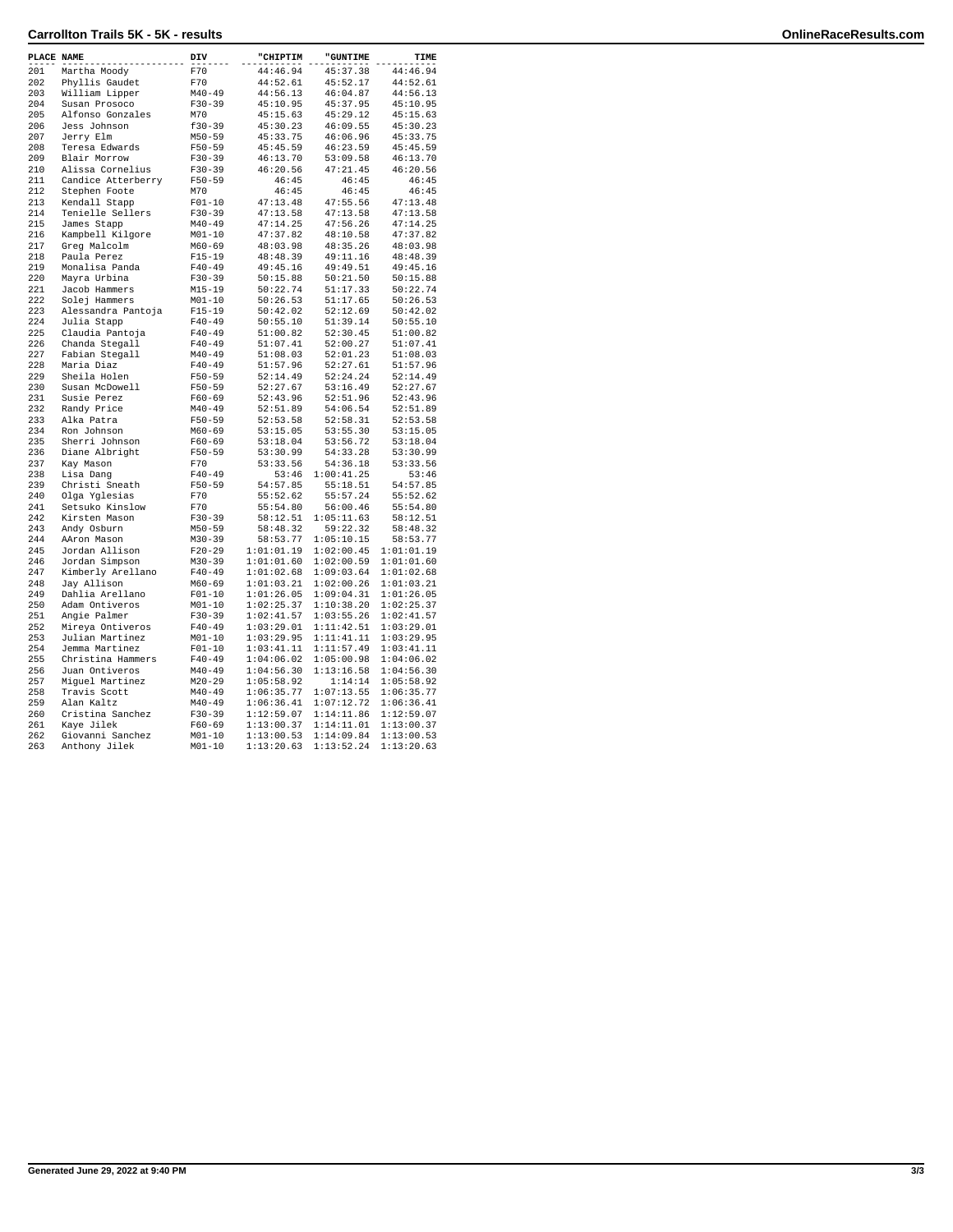# Carrollton Trails 5K - 5K - results

| PLACE | NAME | DIV | "CHIPTIM | "GUNTIME | TIME |
|---|---|---|---|---|---|
| 201 | Martha Moody | F70 | 44:46.94 | 45:37.38 | 44:46.94 |
| 202 | Phyllis Gaudet | F70 | 44:52.61 | 45:52.17 | 44:52.61 |
| 203 | William Lipper | M40-49 | 44:56.13 | 46:04.87 | 44:56.13 |
| 204 | Susan Prososco | F30-39 | 45:10.95 | 45:37.95 | 45:10.95 |
| 205 | Alfonso Gonzales | M70 | 45:15.63 | 45:29.12 | 45:15.63 |
| 206 | Jess Johnson | f30-39 | 45:30.23 | 46:09.55 | 45:30.23 |
| 207 | Jerry Elm | M50-59 | 45:33.75 | 46:06.96 | 45:33.75 |
| 208 | Teresa Edwards | F50-59 | 45:45.59 | 46:23.59 | 45:45.59 |
| 209 | Blair Morrow | F30-39 | 46:13.70 | 53:09.58 | 46:13.70 |
| 210 | Alissa Cornelius | F30-39 | 46:20.56 | 47:21.45 | 46:20.56 |
| 211 | Candice Atterberry | F50-59 | 46:45 | 46:45 | 46:45 |
| 212 | Stephen Foote | M70 | 46:45 | 46:45 | 46:45 |
| 213 | Kendall Stapp | F01-10 | 47:13.48 | 47:55.56 | 47:13.48 |
| 214 | Tenielle Sellers | F30-39 | 47:13.58 | 47:13.58 | 47:13.58 |
| 215 | James Stapp | M40-49 | 47:14.25 | 47:56.26 | 47:14.25 |
| 216 | Kampbell Kilgore | M01-10 | 47:37.82 | 48:10.58 | 47:37.82 |
| 217 | Greg Malcolm | M60-69 | 48:03.98 | 48:35.26 | 48:03.98 |
| 218 | Paula Perez | F15-19 | 48:48.39 | 49:11.16 | 48:48.39 |
| 219 | Monalisa Panda | F40-49 | 49:45.16 | 49:49.51 | 49:45.16 |
| 220 | Mayra Urbina | F30-39 | 50:15.88 | 50:21.50 | 50:15.88 |
| 221 | Jacob Hammers | M15-19 | 50:22.74 | 51:17.33 | 50:22.74 |
| 222 | Solej Hammers | M01-10 | 50:26.53 | 51:17.65 | 50:26.53 |
| 223 | Alessandra Pantoja | F15-19 | 50:42.02 | 52:12.69 | 50:42.02 |
| 224 | Julia Stapp | F40-49 | 50:55.10 | 51:39.14 | 50:55.10 |
| 225 | Claudia Pantoja | F40-49 | 51:00.82 | 52:30.45 | 51:00.82 |
| 226 | Chanda Stegall | F40-49 | 51:07.41 | 52:00.27 | 51:07.41 |
| 227 | Fabian Stegall | M40-49 | 51:08.03 | 52:01.23 | 51:08.03 |
| 228 | Maria Diaz | F40-49 | 51:57.96 | 52:27.61 | 51:57.96 |
| 229 | Sheila Holen | F50-59 | 52:14.49 | 52:24.24 | 52:14.49 |
| 230 | Susan McDowell | F50-59 | 52:27.67 | 53:16.49 | 52:27.67 |
| 231 | Susie Perez | F60-69 | 52:43.96 | 52:51.96 | 52:43.96 |
| 232 | Randy Price | M40-49 | 52:51.89 | 54:06.54 | 52:51.89 |
| 233 | Alka Patra | F50-59 | 52:53.58 | 52:58.31 | 52:53.58 |
| 234 | Ron Johnson | M60-69 | 53:15.05 | 53:55.30 | 53:15.05 |
| 235 | Sherri Johnson | F60-69 | 53:18.04 | 53:56.72 | 53:18.04 |
| 236 | Diane Albright | F50-59 | 53:30.99 | 54:33.28 | 53:30.99 |
| 237 | Kay Mason | F70 | 53:33.56 | 54:36.18 | 53:33.56 |
| 238 | Lisa Dang | F40-49 | 53:46 | 1:00:41.25 | 53:46 |
| 239 | Christi Sneath | F50-59 | 54:57.85 | 55:18.51 | 54:57.85 |
| 240 | Olga Yglesias | F70 | 55:52.62 | 55:57.24 | 55:52.62 |
| 241 | Setsuko Kinslow | F70 | 55:54.80 | 56:00.46 | 55:54.80 |
| 242 | Kirsten Mason | F30-39 | 58:12.51 | 1:05:11.63 | 58:12.51 |
| 243 | Andy Osburn | M50-59 | 58:48.32 | 59:22.32 | 58:48.32 |
| 244 | AAron Mason | M30-39 | 58:53.77 | 1:05:10.15 | 58:53.77 |
| 245 | Jordan Allison | F20-29 | 1:01:01.19 | 1:02:00.45 | 1:01:01.19 |
| 246 | Jordan Simpson | M30-39 | 1:01:01.60 | 1:02:00.59 | 1:01:01.60 |
| 247 | Kimberly Arellano | F40-49 | 1:01:02.68 | 1:09:03.64 | 1:01:02.68 |
| 248 | Jay Allison | M60-69 | 1:01:03.21 | 1:02:00.26 | 1:01:03.21 |
| 249 | Dahlia Arellano | F01-10 | 1:01:26.05 | 1:09:04.31 | 1:01:26.05 |
| 250 | Adam Ontiveros | M01-10 | 1:02:25.37 | 1:10:38.20 | 1:02:25.37 |
| 251 | Angie Palmer | F30-39 | 1:02:41.57 | 1:03:55.26 | 1:02:41.57 |
| 252 | Mireya Ontiveros | F40-49 | 1:03:29.01 | 1:11:42.51 | 1:03:29.01 |
| 253 | Julian Martinez | M01-10 | 1:03:29.95 | 1:11:41.11 | 1:03:29.95 |
| 254 | Jemma Martinez | F01-10 | 1:03:41.11 | 1:11:57.49 | 1:03:41.11 |
| 255 | Christina Hammers | F40-49 | 1:04:06.02 | 1:05:00.98 | 1:04:06.02 |
| 256 | Juan Ontiveros | M40-49 | 1:04:56.30 | 1:13:16.58 | 1:04:56.30 |
| 257 | Miguel Martinez | M20-29 | 1:05:58.92 | 1:14:14 | 1:05:58.92 |
| 258 | Travis Scott | M40-49 | 1:06:35.77 | 1:07:13.55 | 1:06:35.77 |
| 259 | Alan Kaltz | M40-49 | 1:06:36.41 | 1:07:12.72 | 1:06:36.41 |
| 260 | Cristina Sanchez | F30-39 | 1:12:59.07 | 1:14:11.86 | 1:12:59.07 |
| 261 | Kaye Jilek | F60-69 | 1:13:00.37 | 1:14:11.01 | 1:13:00.37 |
| 262 | Giovanni Sanchez | M01-10 | 1:13:00.53 | 1:14:09.84 | 1:13:00.53 |
| 263 | Anthony Jilek | M01-10 | 1:13:20.63 | 1:13:52.24 | 1:13:20.63 |

Generated June 29, 2022 at 9:40 PM